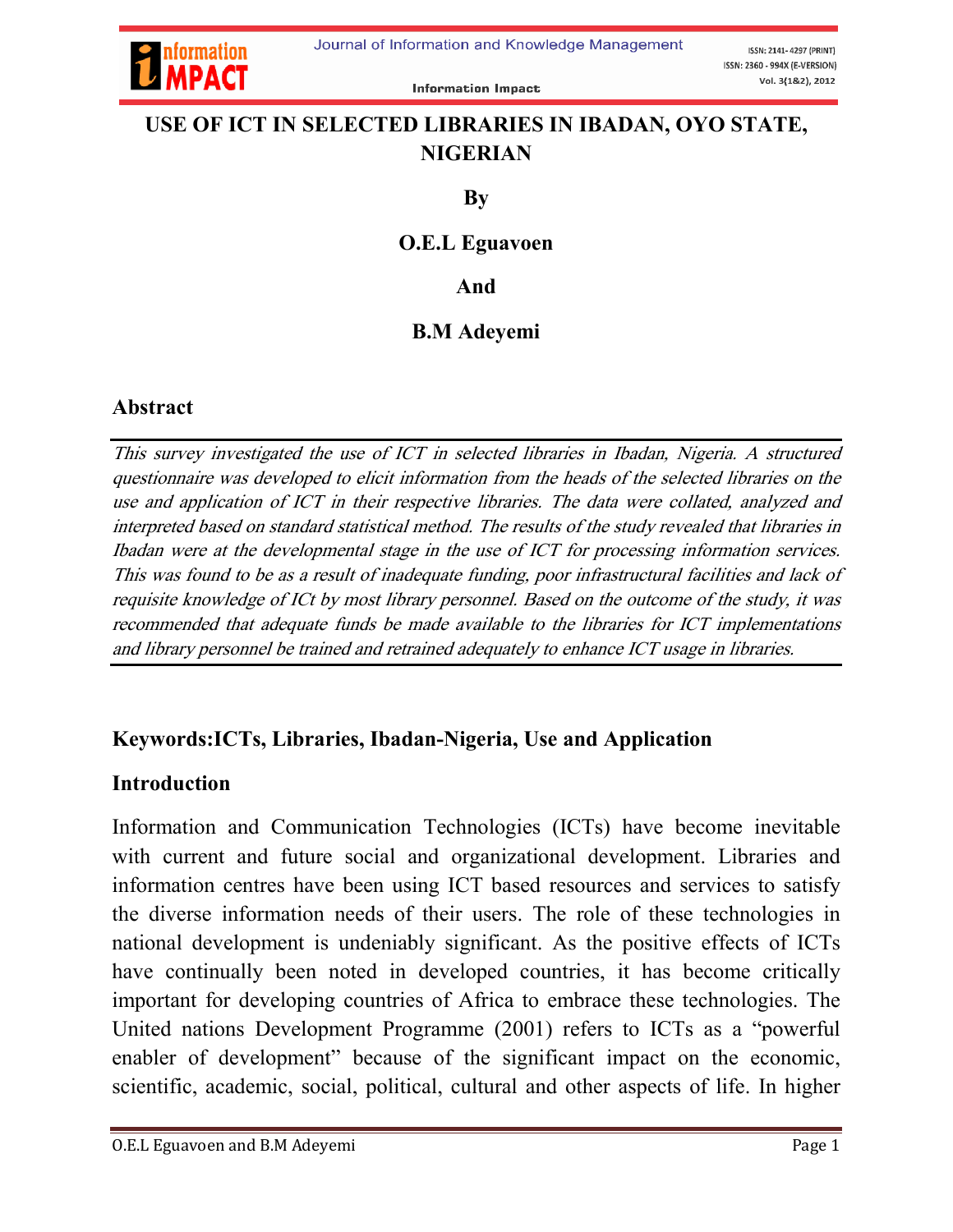# USE OF ICT IN SELECTED LIBRARIES IN IBADAN, OYO STATE, NIGERIAN

**By**

**O.E.L Eguavoen**

**And**

**B.M Adeyemi**

## Abstract

*This survey investigated the use of ICT in selected libraries in Ibadan, Nigeria. A structured questionnaire was developed to elicit information from the heads of the selected libraries on the use and application of ICT in their respective libraries. The data were collated, analyzed and interpreted based on standard statistical method. The results of the study revealed that libraries in Ibadan were at the developmental stage in the use of ICT for processing information services. This was found to be as a result of inadequate funding, poor infrastructural facilities and lack of requisite knowledge of ICt by most library personnel. Based on the outcome of the study, it was recommended that adequate funds be made available to the libraries for ICT implementations and library personnel be trained and retrained adequately to enhance ICT usage in libraries.*

**Keywords:ICTs, Libraries, Ibadan-Nigeria, Use and Application**

## Introduction

Information and Communication Technologies (ICTs) have become inevitable with current and future social and organizational development. Libraries and information centres have been using ICT based resources and services to satisfy the diverse information needs of their users. The role of these technologies in national development is undeniably significant. As the positive effects of ICTs have continually been noted in developed countries, it has become critically important for developing countries of Africa to embrace these technologies. The United nations Development Programme (2001) refers to ICTs as a "powerful enabler of development" because of the significant impact on the economic, scientific, academic, social, political, cultural and other aspects of life. In higher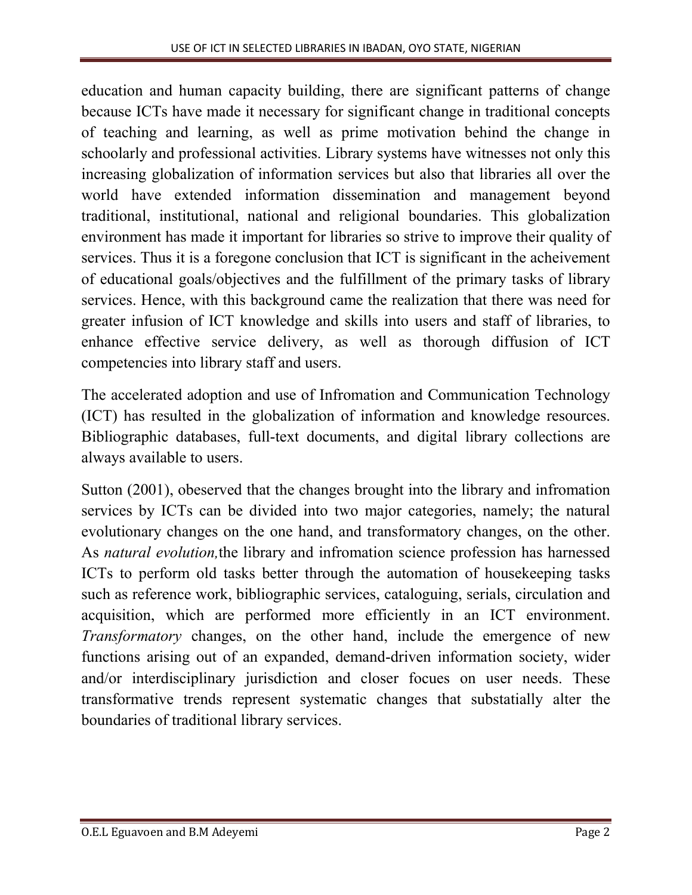education and human capacity building, there are significant patterns of change because ICTs have made it necessary for significant change in traditional concepts of teaching and learning, as well as prime motivation behind the change in schoolarly and professional activities. Library systems have witnesses not only this increasing globalization of information services but also that libraries all over the world have extended information dissemination and management beyond traditional, institutional, national and religional boundaries. This globalization environment has made it important for libraries so strive to improve their quality of services. Thus it is a foregone conclusion that ICT is significant in the acheivement of educational goals/objectives and the fulfillment of the primary tasks of library services. Hence, with this background came the realization that there was need for greater infusion of ICT knowledge and skills into users and staff of libraries, to enhance effective service delivery, as well as thorough diffusion of ICT competencies into library staff and users.

The accelerated adoption and use of Infromation and Communication Technology (ICT) has resulted in the globalization of information and knowledge resources. Bibliographic databases, full-text documents, and digital library collections are always available to users.

Sutton (2001), obeserved that the changes brought into the library and infromation services by ICTs can be divided into two major categories, namely; the natural evolutionary changes on the one hand, and transformatory changes, on the other. As *natural evolution,*the library and infromation science profession has harnessed ICTs to perform old tasks better through the automation of housekeeping tasks such as reference work, bibliographic services, cataloguing, serials, circulation and acquisition, which are performed more efficiently in an ICT environment. *Transformatory* changes, on the other hand, include the emergence of new functions arising out of an expanded, demand-driven information society, wider and/or interdisciplinary jurisdiction and closer focues on user needs. These transformative trends represent systematic changes that substatially alter the boundaries of traditional library services.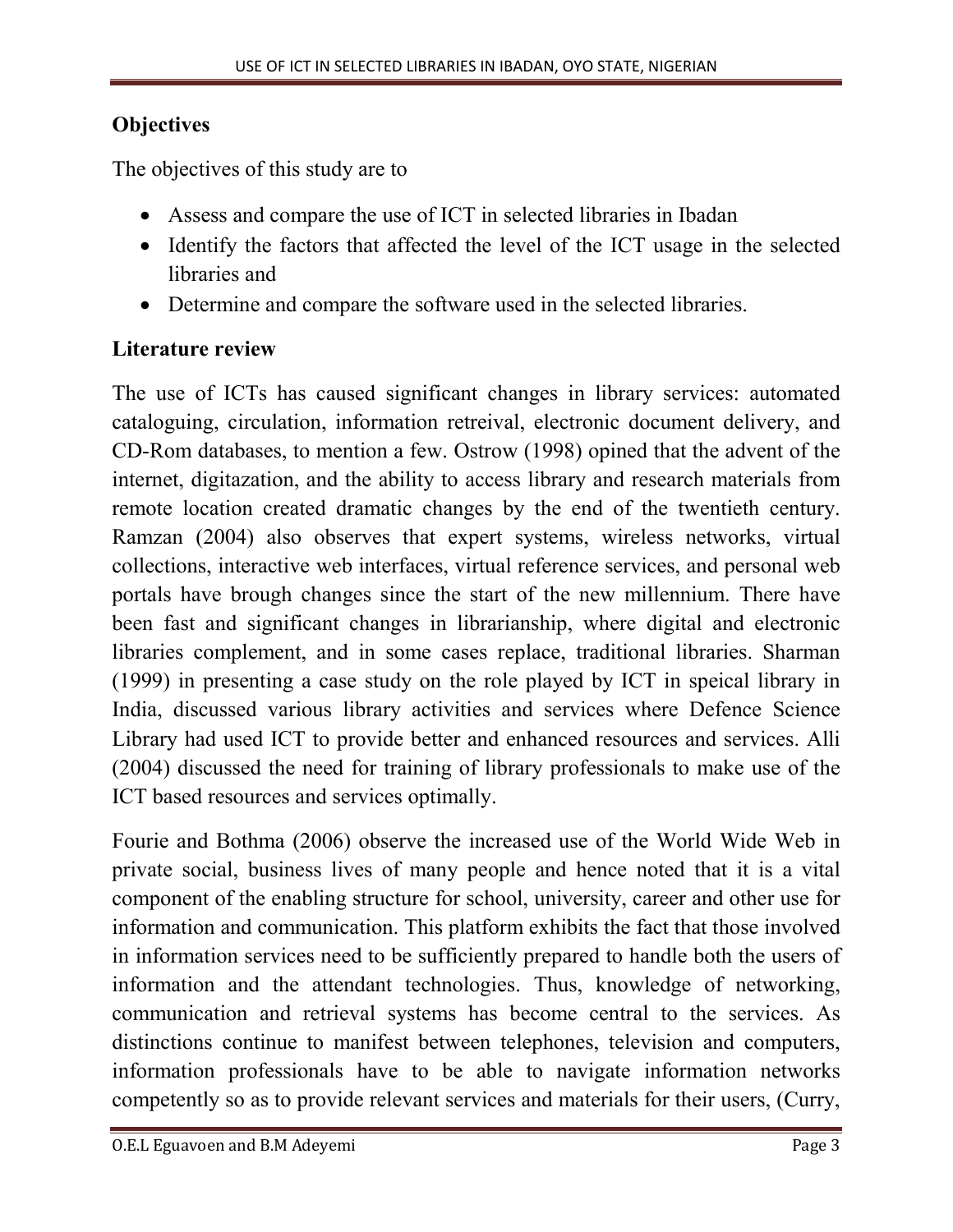## Objectives

The objectives of this study are to

- Assess and compare the use of ICT in selected libraries in Ibadan
- Identify the factors that affected the level of the ICT usage in the selected libraries and
- Determine and compare the software used in the selected libraries.

## Literature review

The use of ICTs has caused significant changes in library services: automated cataloguing, circulation, information retreival, electronic document delivery, and CD-Rom databases, to mention a few. Ostrow (1998) opined that the advent of the internet, digitazation, and the ability to access library and research materials from remote location created dramatic changes by the end of the twentieth century. Ramzan (2004) also observes that expert systems, wireless networks, virtual collections, interactive web interfaces, virtual reference services, and personal web portals have brough changes since the start of the new millennium. There have been fast and significant changes in librarianship, where digital and electronic libraries complement, and in some cases replace, traditional libraries. Sharman (1999) in presenting a case study on the role played by ICT in speical library in India, discussed various library activities and services where Defence Science Library had used ICT to provide better and enhanced resources and services. Alli (2004) discussed the need for training of library professionals to make use of the ICT based resources and services optimally.

Fourie and Bothma (2006) observe the increased use of the World Wide Web in private social, business lives of many people and hence noted that it is a vital component of the enabling structure for school, university, career and other use for information and communication. This platform exhibits the fact that those involved in information services need to be sufficiently prepared to handle both the users of information and the attendant technologies. Thus, knowledge of networking, communication and retrieval systems has become central to the services. As distinctions continue to manifest between telephones, television and computers, information professionals have to be able to navigate information networks competently so as to provide relevant services and materials for their users, (Curry,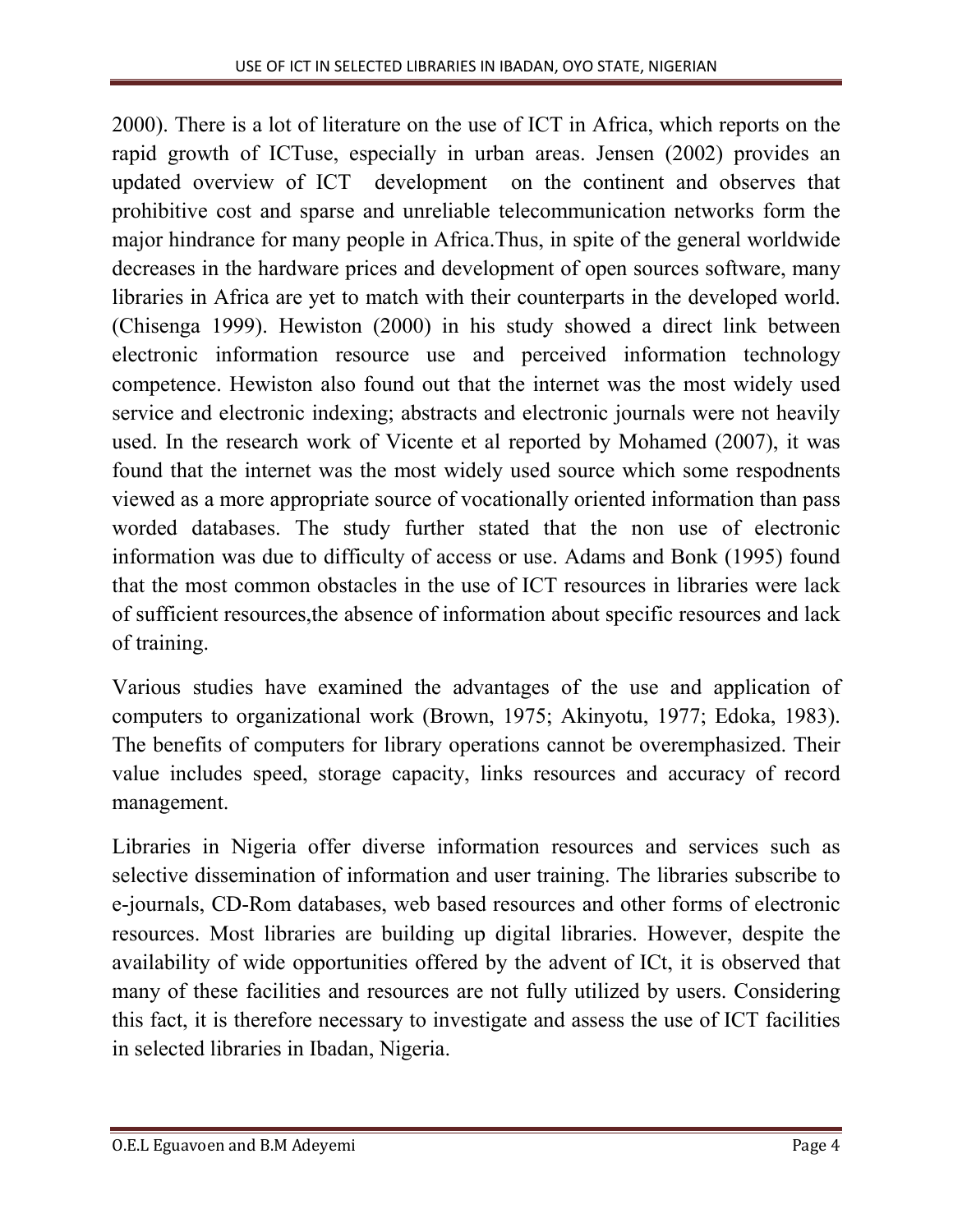2000). There is a lot of literature on the use of ICT in Africa, which reports on the rapid growth of ICTuse, especially in urban areas. Jensen (2002) provides an updated overview of ICT development on the continent and observes that prohibitive cost and sparse and unreliable telecommunication networks form the major hindrance for many people in Africa.Thus, in spite of the general worldwide decreases in the hardware prices and development of open sources software, many libraries in Africa are yet to match with their counterparts in the developed world. (Chisenga 1999). Hewiston (2000) in his study showed a direct link between electronic information resource use and perceived information technology competence. Hewiston also found out that the internet was the most widely used service and electronic indexing; abstracts and electronic journals were not heavily used. In the research work of Vicente et al reported by Mohamed (2007), it was found that the internet was the most widely used source which some respodnents viewed as a more appropriate source of vocationally oriented information than pass worded databases. The study further stated that the non use of electronic information was due to difficulty of access or use. Adams and Bonk (1995) found that the most common obstacles in the use of ICT resources in libraries were lack of sufficient resources,the absence of information about specific resources and lack of training.

Various studies have examined the advantages of the use and application of computers to organizational work (Brown, 1975; Akinyotu, 1977; Edoka, 1983). The benefits of computers for library operations cannot be overemphasized. Their value includes speed, storage capacity, links resources and accuracy of record management.

Libraries in Nigeria offer diverse information resources and services such as selective dissemination of information and user training. The libraries subscribe to e-journals, CD-Rom databases, web based resources and other forms of electronic resources. Most libraries are building up digital libraries. However, despite the availability of wide opportunities offered by the advent of ICt, it is observed that many of these facilities and resources are not fully utilized by users. Considering this fact, it is therefore necessary to investigate and assess the use of ICT facilities in selected libraries in Ibadan, Nigeria.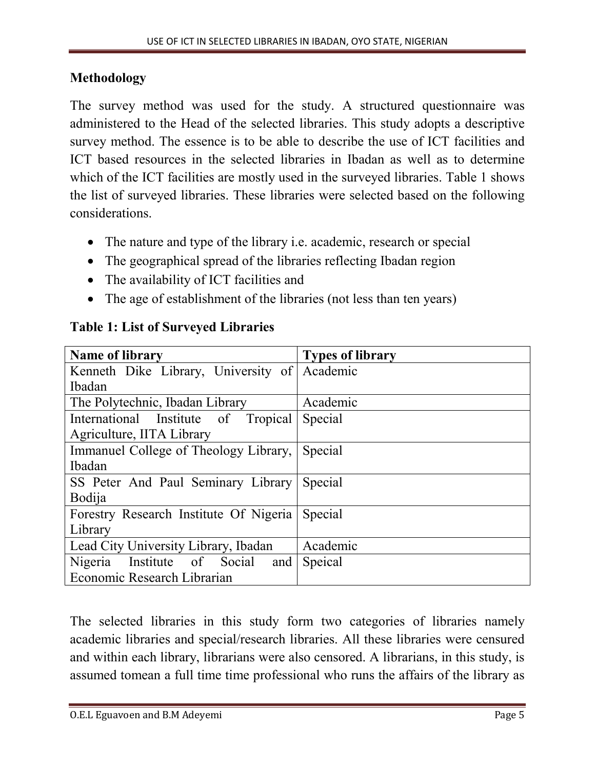## Methodology

The survey method was used for the study. A structured questionnaire was administered to the Head of the selected libraries. This study adopts a descriptive survey method. The essence is to be able to describe the use of ICT facilities and ICT based resources in the selected libraries in Ibadan as well as to determine which of the ICT facilities are mostly used in the surveyed libraries. Table 1 shows the list of surveyed libraries. These libraries were selected based on the following considerations.

- The nature and type of the library i.e. academic, research or special
- The geographical spread of the libraries reflecting Ibadan region
- The availability of ICT facilities and
- The age of establishment of the libraries (not less than ten years)

**Table 1: List of Surveyed Libraries**

| Name of library | Types of library |
|---|---|
| Kenneth Dike Library, University of Ibadan | Academic |
| The Polytechnic, Ibadan Library | Academic |
| International Institute of Tropical Agriculture, IITA Library | Special |
| Immanuel College of Theology Library, Ibadan | Special |
| SS Peter And Paul Seminary Library Bodija | Special |
| Forestry Research Institute Of Nigeria Library | Special |
| Lead City University Library, Ibadan | Academic |
| Nigeria Institute of Social and Economic Research Librarian | Speical |

The selected libraries in this study form two categories of libraries namely academic libraries and special/research libraries. All these libraries were censured and within each library, librarians were also censored. A librarians, in this study, is assumed tomean a full time time professional who runs the affairs of the library as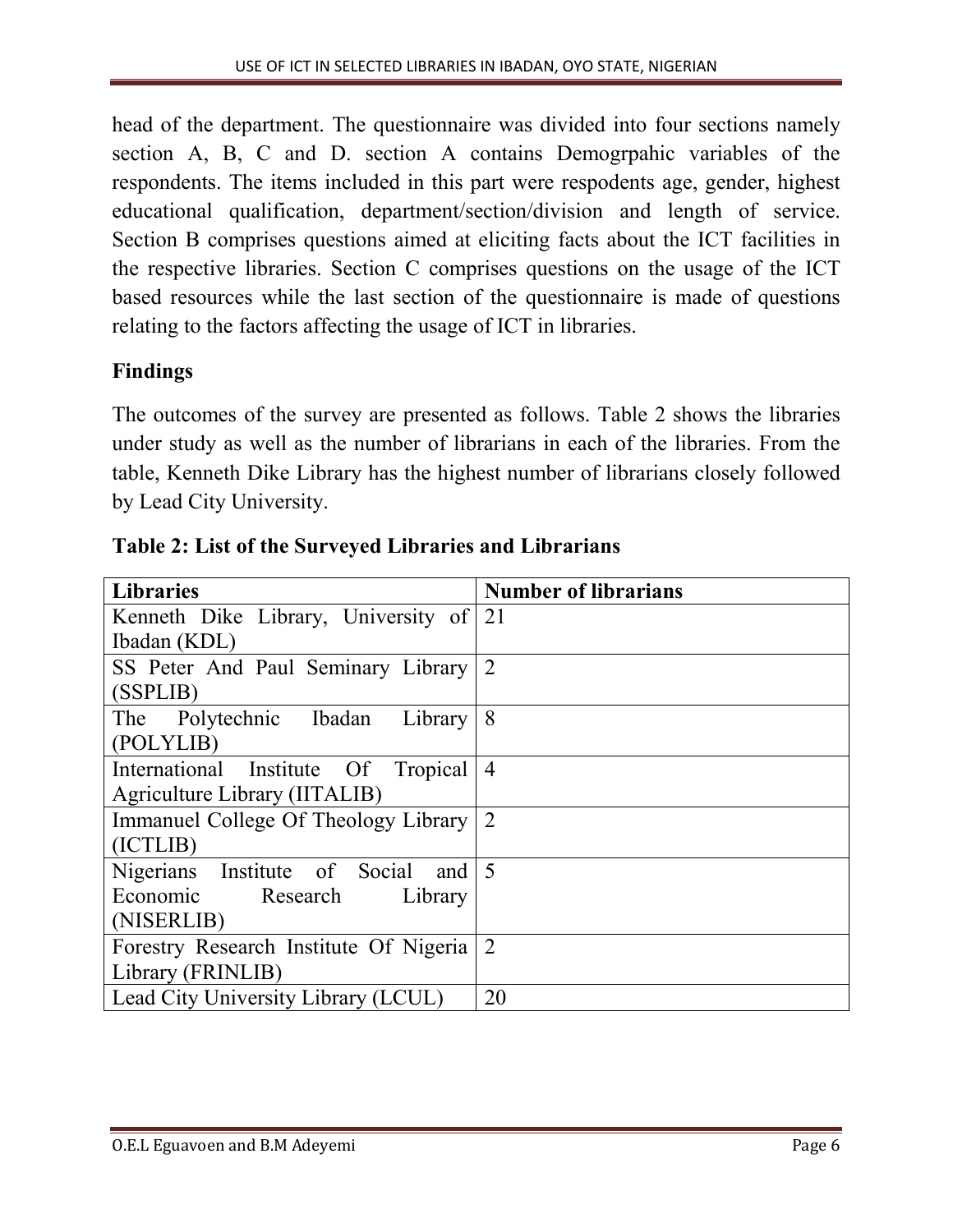head of the department. The questionnaire was divided into four sections namely section A, B, C and D. section A contains Demogrpahic variables of the respondents. The items included in this part were respodents age, gender, highest educational qualification, department/section/division and length of service. Section B comprises questions aimed at eliciting facts about the ICT facilities in the respective libraries. Section C comprises questions on the usage of the ICT based resources while the last section of the questionnaire is made of questions relating to the factors affecting the usage of ICT in libraries.

## Findings

The outcomes of the survey are presented as follows. Table 2 shows the libraries under study as well as the number of librarians in each of the libraries. From the table, Kenneth Dike Library has the highest number of librarians closely followed by Lead City University.

**Table 2: List of the Surveyed Libraries and Librarians**

| Libraries | Number of librarians |
|---|---|
| Kenneth Dike Library, University of Ibadan (KDL) | 21 |
| SS Peter And Paul Seminary Library (SSPLIB) | 2 |
| The Polytechnic Ibadan Library (POLYLIB) | 8 |
| International Institute Of Tropical Agriculture Library (IITALIB) | 4 |
| Immanuel College Of Theology Library (ICTLIB) | 2 |
| Nigerians Institute of Social and Economic Research Library (NISERLIB) | 5 |
| Forestry Research Institute Of Nigeria Library (FRINLIB) | 2 |
| Lead City University Library (LCUL) | 20 |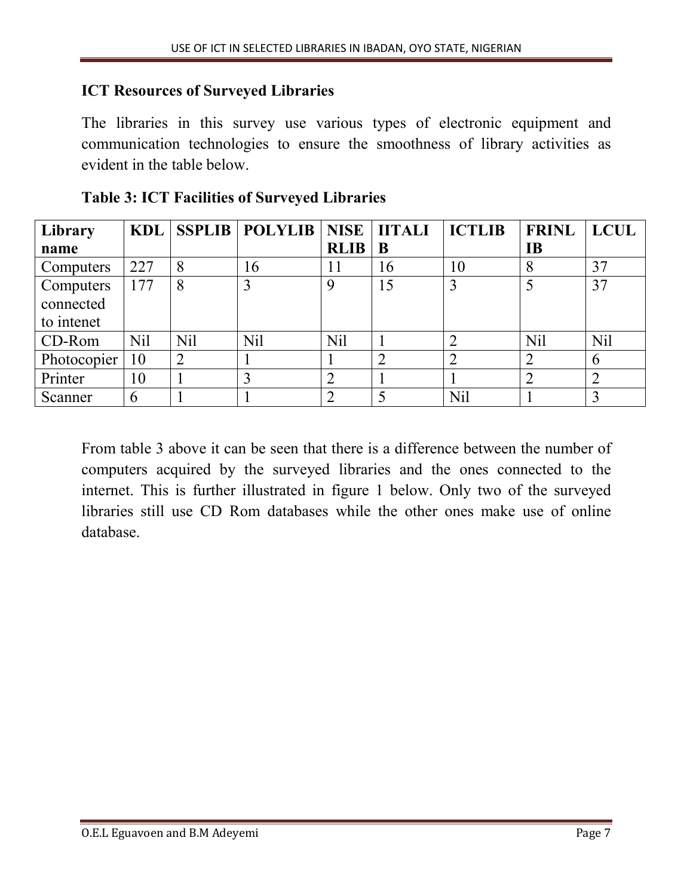**ICT Resources of Surveyed Libraries**

The libraries in this survey use various types of electronic equipment and communication technologies to ensure the smoothness of library activities as evident in the table below.

**Table 3: ICT Facilities of Surveyed Libraries**

| Library name | KDL | SSPLIB | POLYLIB | NISERLIB | IITALIB | ICTLIB | FRINLIB | LCUL |
|---|---|---|---|---|---|---|---|---|
| Computers | 227 | 8 | 16 | 11 | 16 | 10 | 8 | 37 |
| Computers connected to intenet | 177 | 8 | 3 | 9 | 15 | 3 | 5 | 37 |
| CD-Rom | Nil | Nil | Nil | Nil | 1 | 2 | Nil | Nil |
| Photocopier | 10 | 2 | 1 | 1 | 2 | 2 | 2 | 6 |
| Printer | 10 | 1 | 3 | 2 | 1 | 1 | 2 | 2 |
| Scanner | 6 | 1 | 1 | 2 | 5 | Nil | 1 | 3 |

From table 3 above it can be seen that there is a difference between the number of computers acquired by the surveyed libraries and the ones connected to the internet. This is further illustrated in figure 1 below. Only two of the surveyed libraries still use CD Rom databases while the other ones make use of online database.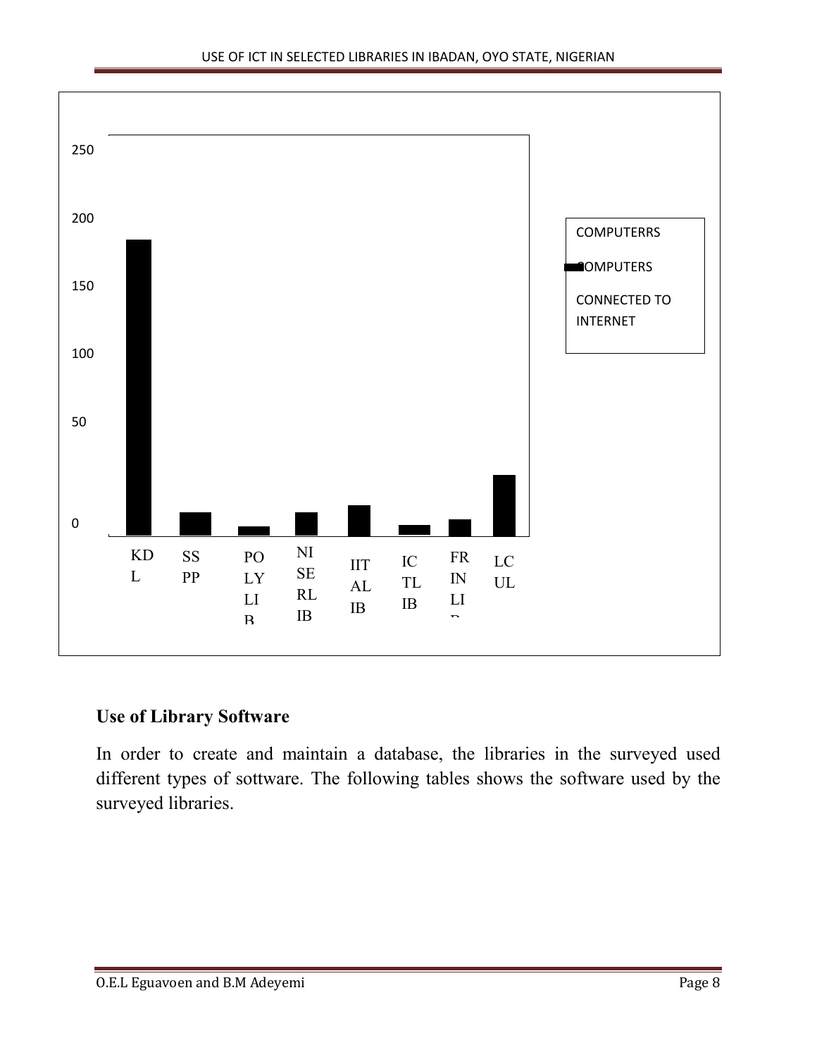250

200

150

100

50

0

KDL SSPP POLYLIB NISERLIB IITALIB ICTLIB FRINLIB LCUL

COMPUTERRS

COMPUTERS

CONNECTED TO INTERNET

### Use of Library Software

In order to create and maintain a database, the libraries in the surveyed used different types of sottware. The following tables shows the software used by the surveyed libraries.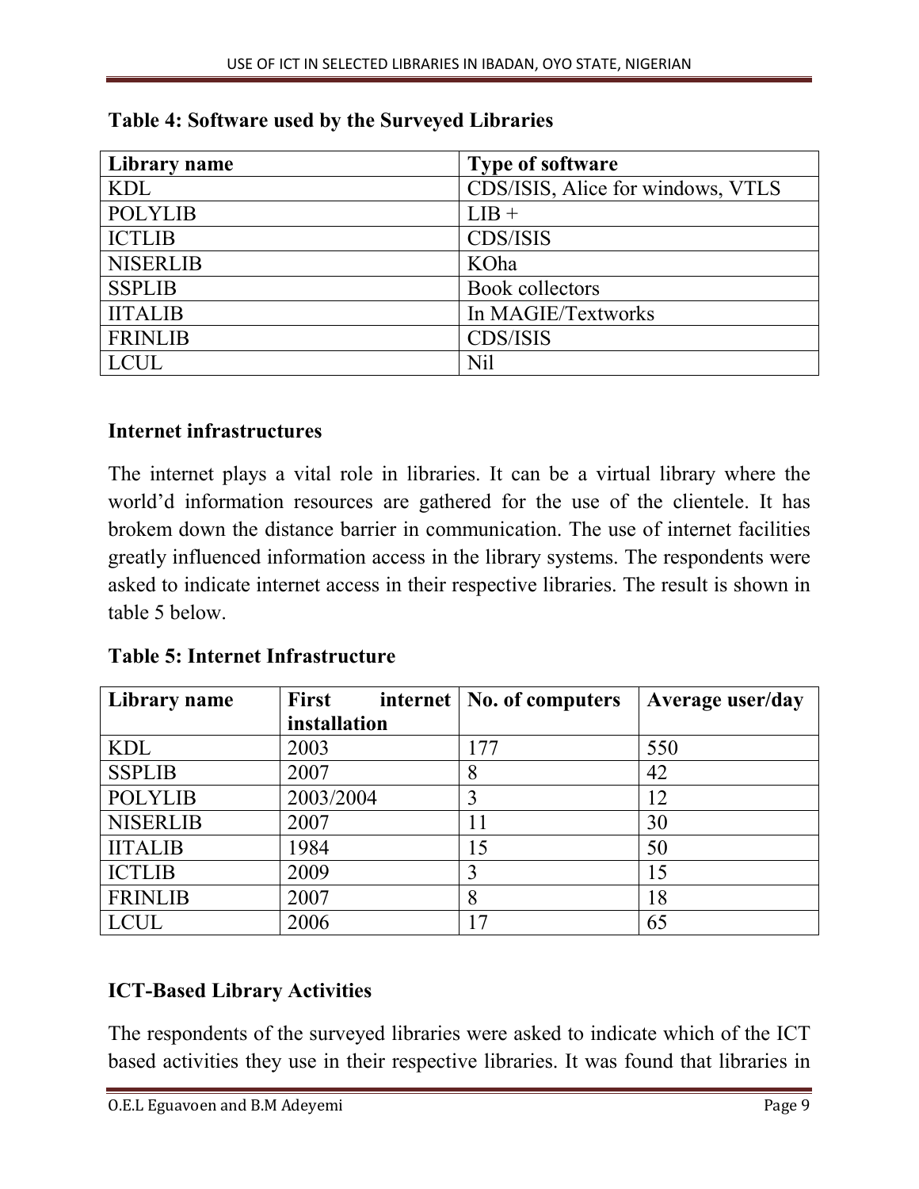**Table 4: Software used by the Surveyed Libraries**

| Library name | Type of software |
|---|---|
| KDL | CDS/ISIS, Alice for windows, VTLS |
| POLYLIB | LIB + |
| ICTLIB | CDS/ISIS |
| NISERLIB | KOha |
| SSPLIB | Book collectors |
| IITALIB | In MAGIE/Textworks |
| FRINLIB | CDS/ISIS |
| LCUL | Nil |

**Internet infrastructures**

The internet plays a vital role in libraries. It can be a virtual library where the world'd information resources are gathered for the use of the clientele. It has brokem down the distance barrier in communication. The use of internet facilities greatly influenced information access in the library systems. The respondents were asked to indicate internet access in their respective libraries. The result is shown in table 5 below.

**Table 5: Internet Infrastructure**

| Library name | First internet installation | No. of computers | Average user/day |
|---|---|---|---|
| KDL | 2003 | 177 | 550 |
| SSPLIB | 2007 | 8 | 42 |
| POLYLIB | 2003/2004 | 3 | 12 |
| NISERLIB | 2007 | 11 | 30 |
| IITALIB | 1984 | 15 | 50 |
| ICTLIB | 2009 | 3 | 15 |
| FRINLIB | 2007 | 8 | 18 |
| LCUL | 2006 | 17 | 65 |

**ICT-Based Library Activities**

The respondents of the surveyed libraries were asked to indicate which of the ICT based activities they use in their respective libraries. It was found that libraries in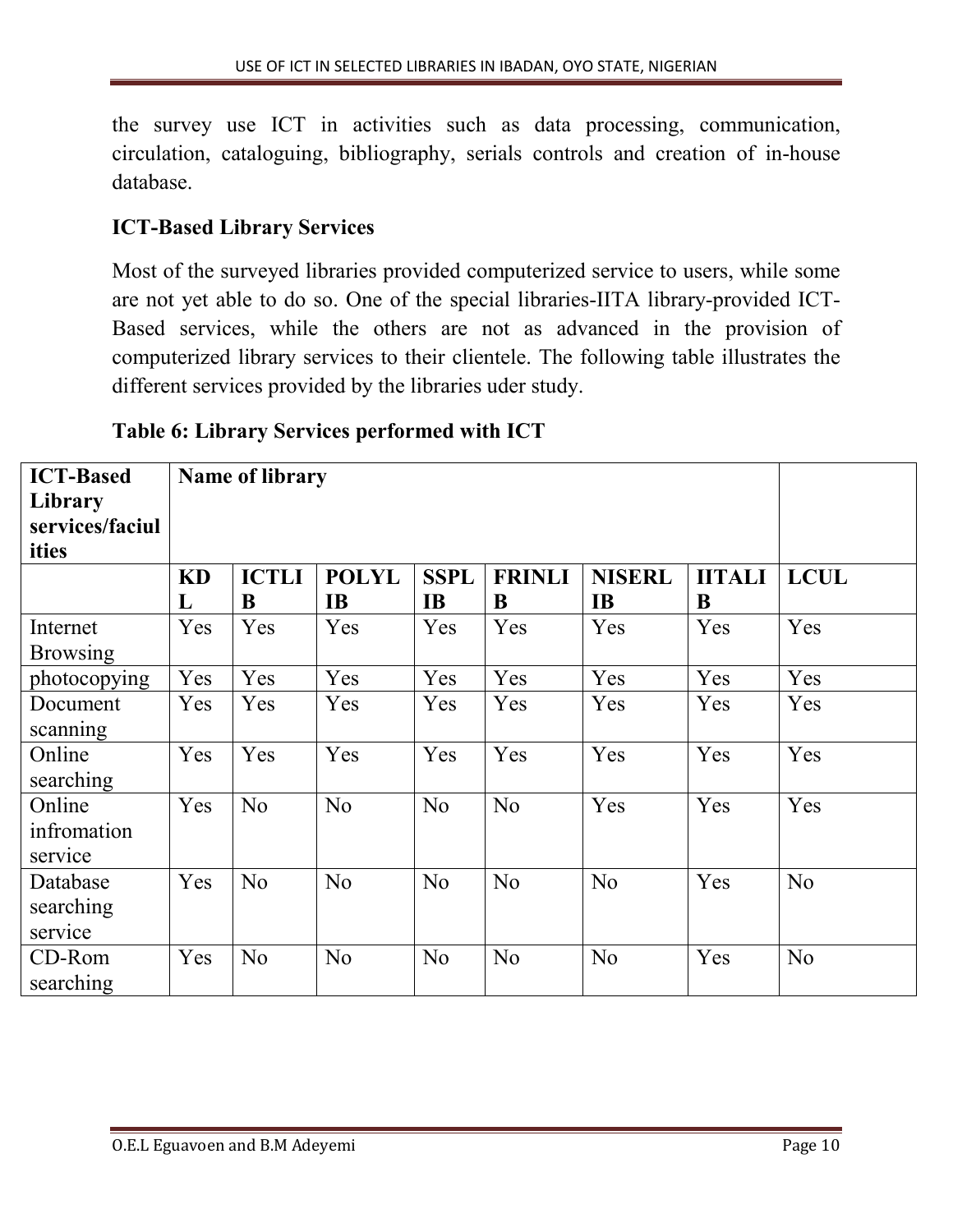the survey use ICT in activities such as data processing, communication, circulation, cataloguing, bibliography, serials controls and creation of in-house database.

**ICT-Based Library Services**

Most of the surveyed libraries provided computerized service to users, while some are not yet able to do so. One of the special libraries-IITA library-provided ICT-Based services, while the others are not as advanced in the provision of computerized library services to their clientele. The following table illustrates the different services provided by the libraries uder study.

**Table 6: Library Services performed with ICT**

| ICT-Based Library services/faciulities | Name of library | | | | | | | |
|---|---|---|---|---|---|---|---|---|
| | KDL | ICTLIB | POLYLIB | SSPLIB | FRINLIB | NISERLIB | IITALIB | LCUL |
| Internet Browsing | Yes | Yes | Yes | Yes | Yes | Yes | Yes | Yes |
| photocopying | Yes | Yes | Yes | Yes | Yes | Yes | Yes | Yes |
| Document scanning | Yes | Yes | Yes | Yes | Yes | Yes | Yes | Yes |
| Online searching | Yes | Yes | Yes | Yes | Yes | Yes | Yes | Yes |
| Online infromation service | Yes | No | No | No | No | Yes | Yes | Yes |
| Database searching service | Yes | No | No | No | No | No | Yes | No |
| CD-Rom searching | Yes | No | No | No | No | No | Yes | No |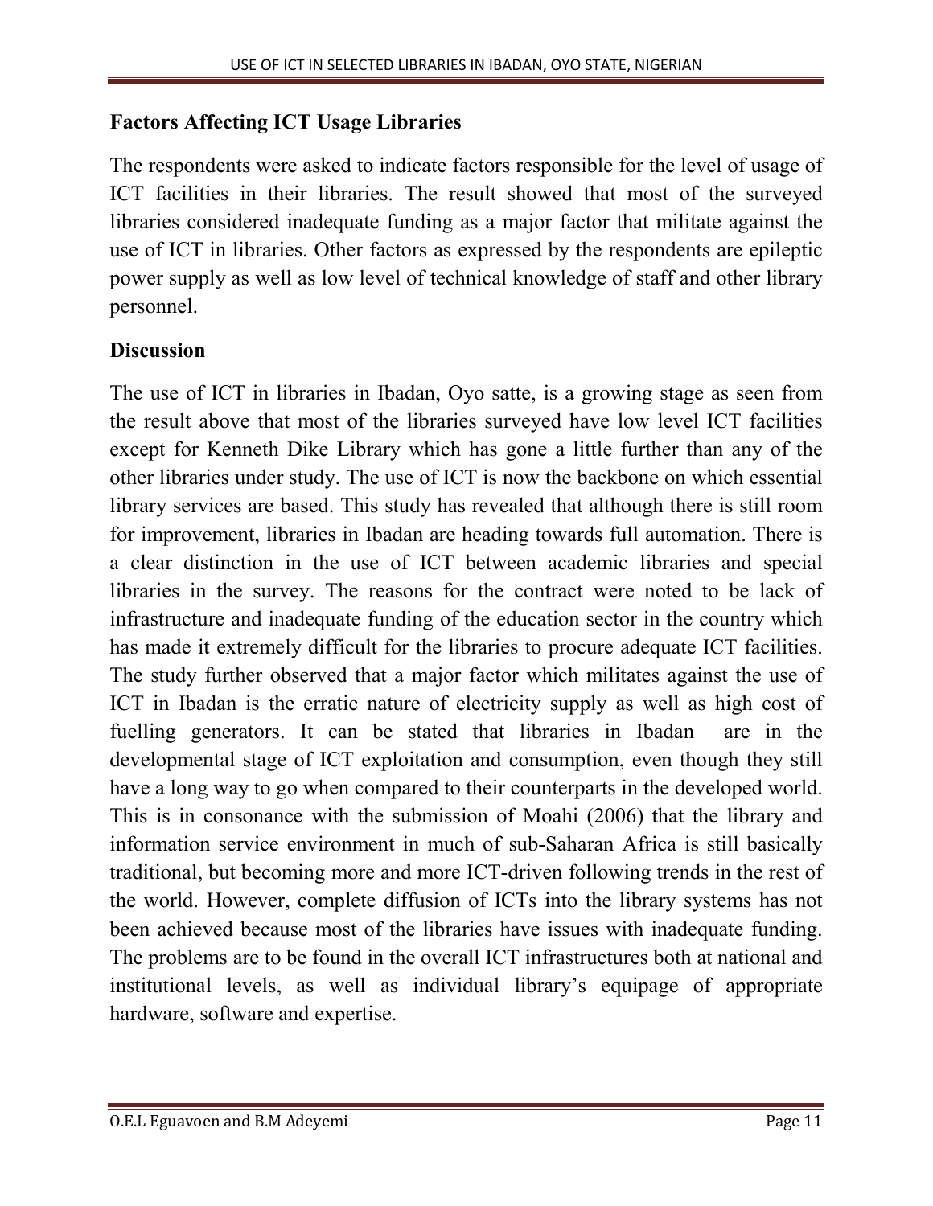## Factors Affecting ICT Usage Libraries

The respondents were asked to indicate factors responsible for the level of usage of ICT facilities in their libraries. The result showed that most of the surveyed libraries considered inadequate funding as a major factor that militate against the use of ICT in libraries. Other factors as expressed by the respondents are epileptic power supply as well as low level of technical knowledge of staff and other library personnel.

## Discussion

The use of ICT in libraries in Ibadan, Oyo satte, is a growing stage as seen from the result above that most of the libraries surveyed have low level ICT facilities except for Kenneth Dike Library which has gone a little further than any of the other libraries under study. The use of ICT is now the backbone on which essential library services are based. This study has revealed that although there is still room for improvement, libraries in Ibadan are heading towards full automation. There is a clear distinction in the use of ICT between academic libraries and special libraries in the survey. The reasons for the contract were noted to be lack of infrastructure and inadequate funding of the education sector in the country which has made it extremely difficult for the libraries to procure adequate ICT facilities. The study further observed that a major factor which militates against the use of ICT in Ibadan is the erratic nature of electricity supply as well as high cost of fuelling generators. It can be stated that libraries in Ibadan are in the developmental stage of ICT exploitation and consumption, even though they still have a long way to go when compared to their counterparts in the developed world. This is in consonance with the submission of Moahi (2006) that the library and information service environment in much of sub-Saharan Africa is still basically traditional, but becoming more and more ICT-driven following trends in the rest of the world. However, complete diffusion of ICTs into the library systems has not been achieved because most of the libraries have issues with inadequate funding. The problems are to be found in the overall ICT infrastructures both at national and institutional levels, as well as individual library's equipage of appropriate hardware, software and expertise.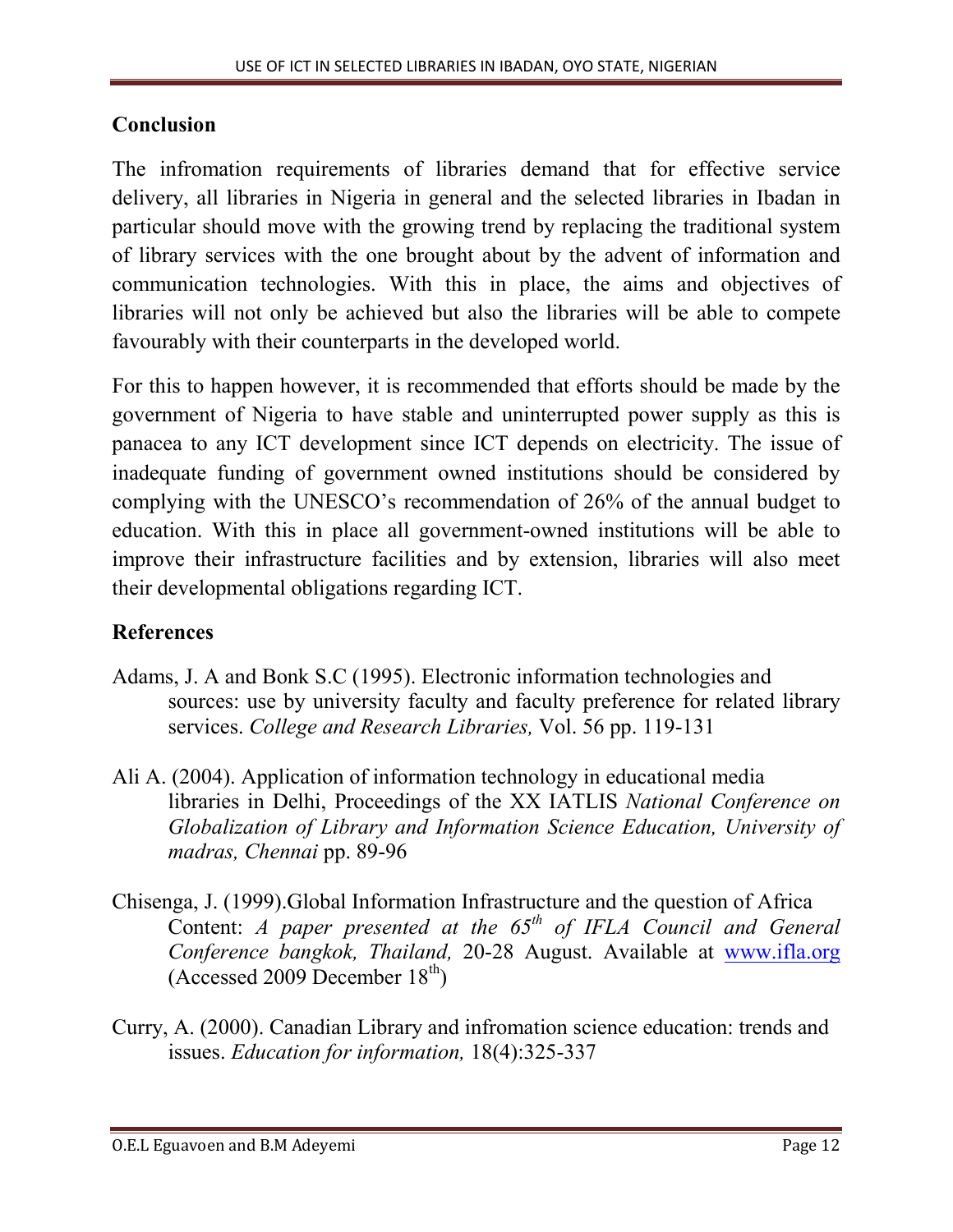## Conclusion

The infromation requirements of libraries demand that for effective service delivery, all libraries in Nigeria in general and the selected libraries in Ibadan in particular should move with the growing trend by replacing the traditional system of library services with the one brought about by the advent of information and communication technologies. With this in place, the aims and objectives of libraries will not only be achieved but also the libraries will be able to compete favourably with their counterparts in the developed world.

For this to happen however, it is recommended that efforts should be made by the government of Nigeria to have stable and uninterrupted power supply as this is panacea to any ICT development since ICT depends on electricity. The issue of inadequate funding of government owned institutions should be considered by complying with the UNESCO's recommendation of 26% of the annual budget to education. With this in place all government-owned institutions will be able to improve their infrastructure facilities and by extension, libraries will also meet their developmental obligations regarding ICT.

## References

Adams, J. A and Bonk S.C (1995). Electronic information technologies and sources: use by university faculty and faculty preference for related library services. *College and Research Libraries,* Vol. 56 pp. 119-131

Ali A. (2004). Application of information technology in educational media libraries in Delhi, Proceedings of the XX IATLIS *National Conference on Globalization of Library and Information Science Education, University of madras, Chennai* pp. 89-96

Chisenga, J. (1999).Global Information Infrastructure and the question of Africa Content: *A paper presented at the 65th of IFLA Council and General Conference bangkok, Thailand,* 20-28 August. Available at www.ifla.org (Accessed 2009 December 18th)

Curry, A. (2000). Canadian Library and infromation science education: trends and issues. *Education for information,* 18(4):325-337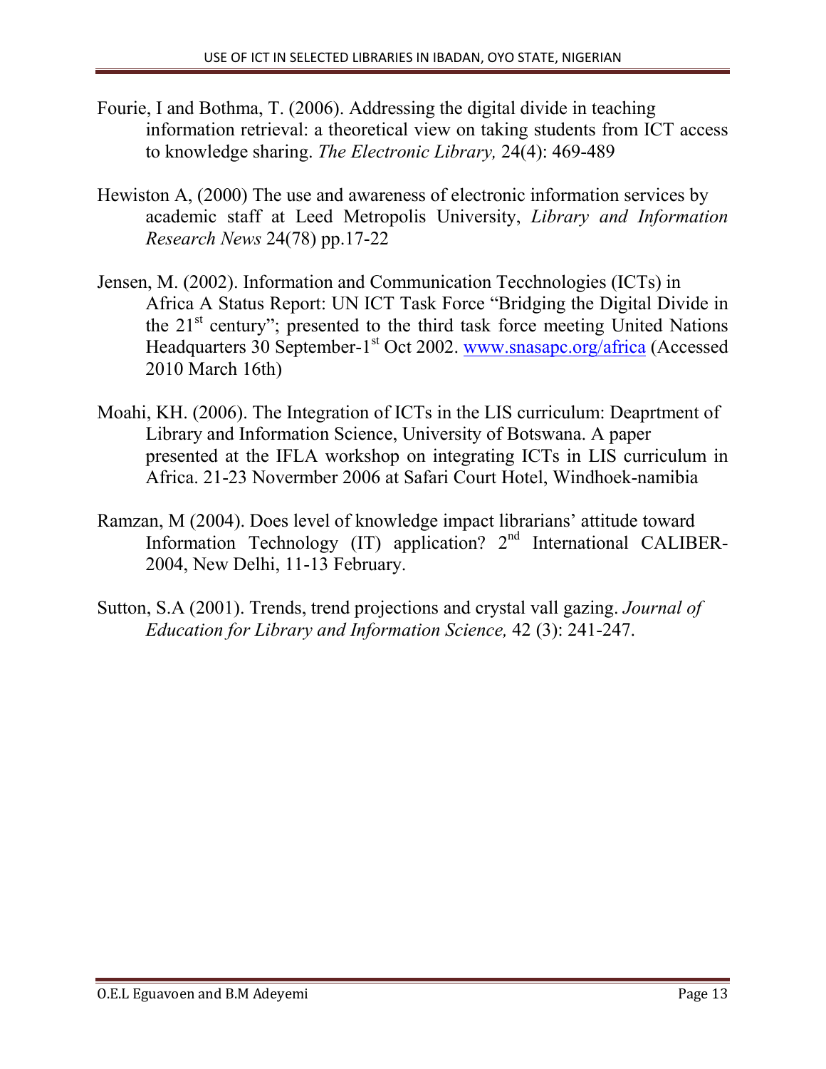Fourie, I and Bothma, T. (2006). Addressing the digital divide in teaching information retrieval: a theoretical view on taking students from ICT access to knowledge sharing. *The Electronic Library,* 24(4): 469-489

Hewiston A, (2000) The use and awareness of electronic information services by academic staff at Leed Metropolis University, *Library and Information Research News* 24(78) pp.17-22

Jensen, M. (2002). Information and Communication Tecchnologies (ICTs) in Africa A Status Report: UN ICT Task Force "Bridging the Digital Divide in the 21st century"; presented to the third task force meeting United Nations Headquarters 30 September-1st Oct 2002. [www.snasapc.org/africa](www.snasapc.org/africa) (Accessed 2010 March 16th)

Moahi, KH. (2006). The Integration of ICTs in the LIS curriculum: Deaprtment of Library and Information Science, University of Botswana. A paper presented at the IFLA workshop on integrating ICTs in LIS curriculum in Africa. 21-23 Novermber 2006 at Safari Court Hotel, Windhoek-namibia

Ramzan, M (2004). Does level of knowledge impact librarians' attitude toward Information Technology (IT) application? 2nd International CALIBER-2004, New Delhi, 11-13 February.

Sutton, S.A (2001). Trends, trend projections and crystal vall gazing. *Journal of Education for Library and Information Science,* 42 (3): 241-247.